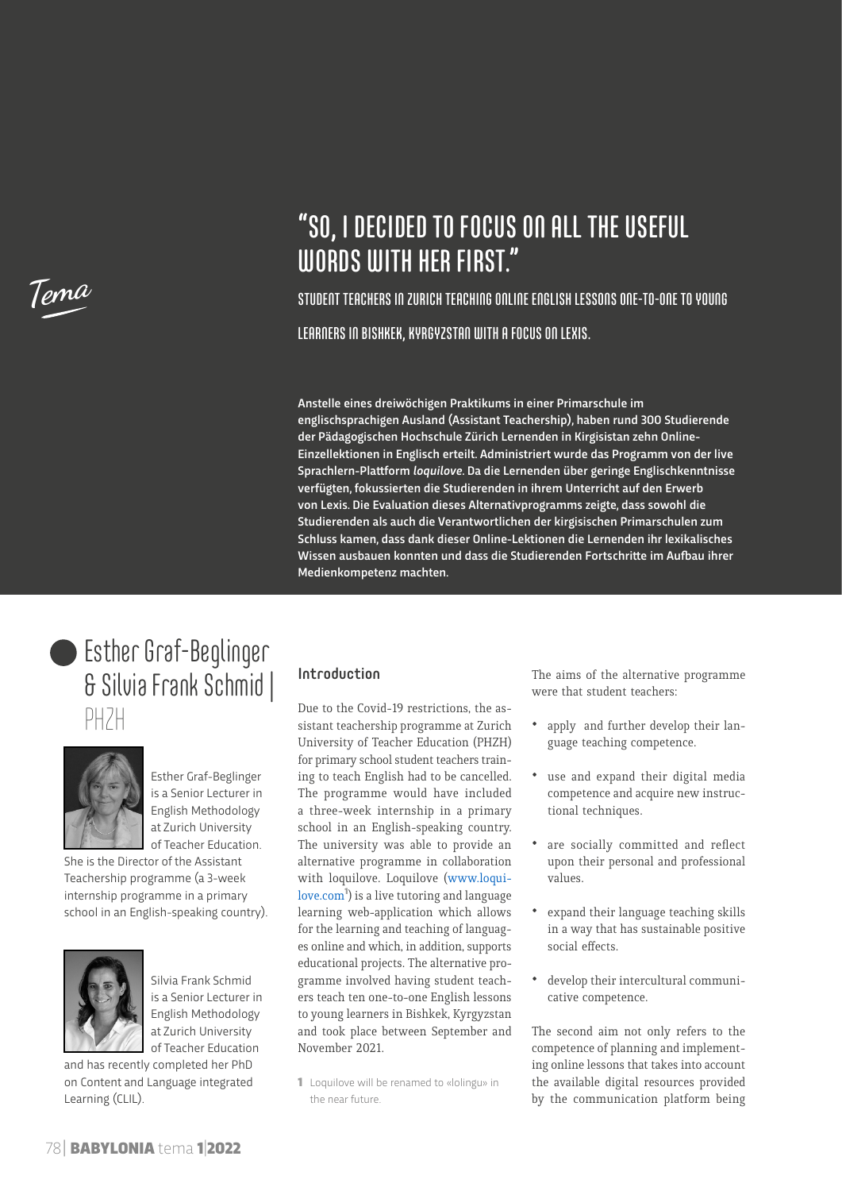Tema

# "So, I decided to focus on all the useful words with her first."

## Student teachers in Zurich teaching online English lessons one-to-one to young learners in Bishkek, Kyrgyzstan with a focus on lexis.

**Anstelle eines dreiwöchigen Praktikums in einer Primarschule im englischsprachigen Ausland (Assistant Teachership), haben rund 300 Studierende der Pädagogischen Hochschule Zürich Lernenden in Kirgisistan zehn Online-Einzellektionen in Englisch erteilt. Administriert wurde das Programm von der live Sprachlern-Plattform *loquilove*. Da die Lernenden über geringe Englischkenntnisse verfügten, fokussierten die Studierenden in ihrem Unterricht auf den Erwerb von Lexis. Die Evaluation dieses Alternativprogramms zeigte, dass sowohl die Studierenden als auch die Verantwortlichen der kirgisischen Primarschulen zum Schluss kamen, dass dank dieser Online-Lektionen die Lernenden ihr lexikalisches Wissen ausbauen konnten und dass die Studierenden Fortschritte im Aufbau ihrer Medienkompetenz machten.**

Esther Graf-Beglinger & Silvia Frank Schmid | PHZH

Esther Graf-Beglinger is a Senior Lecturer in English Methodology at Zurich University of Teacher Education. She is the Director of the Assistant Teachership programme (a 3-week internship programme in a primary school in an English-speaking country).

Silvia Frank Schmid is a Senior Lecturer in English Methodology at Zurich University of Teacher Education and has recently completed her PhD on Content and Language integrated Learning (CLIL).

### Introduction

Due to the Covid-19 restrictions, the assistant teachership programme at Zurich University of Teacher Education (PHZH) for primary school student teachers training to teach English had to be cancelled. The programme would have included a three-week internship in a primary school in an English-speaking country. The university was able to provide an alternative programme in collaboration with loquilove. Loquilove (www.loquilove.com[1]) is a live tutoring and language learning web-application which allows for the learning and teaching of languages online and which, in addition, supports educational projects. The alternative programme involved having student teachers teach ten one-to-one English lessons to young learners in Bishkek, Kyrgyzstan and took place between September and November 2021.

[1] Loquilove will be renamed to «lolingu» in the near future.

The aims of the alternative programme were that student teachers:

- apply and further develop their language teaching competence.
- use and expand their digital media competence and acquire new instructional techniques.
- are socially committed and reflect upon their personal and professional values.
- expand their language teaching skills in a way that has sustainable positive social effects.
- develop their intercultural communicative competence.

The second aim not only refers to the competence of planning and implementing online lessons that takes into account the available digital resources provided by the communication platform being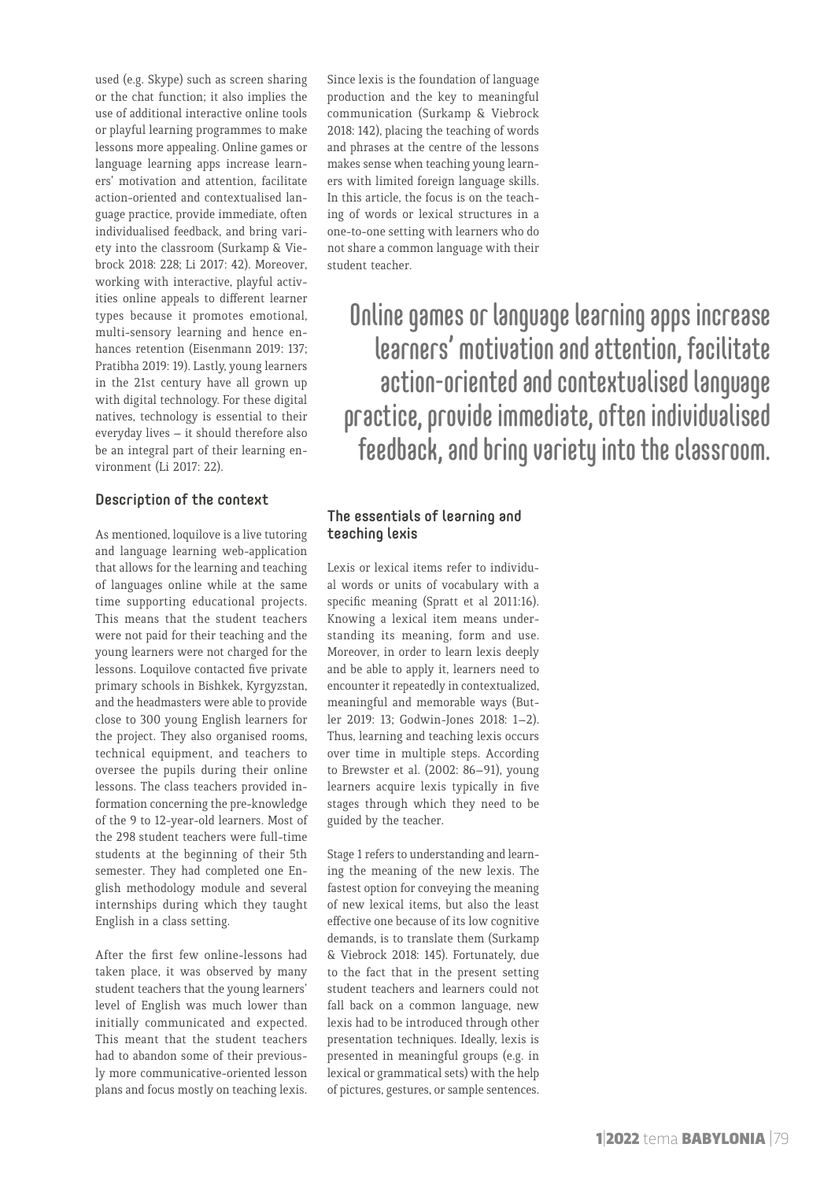used (e.g. Skype) such as screen sharing or the chat function; it also implies the use of additional interactive online tools or playful learning programmes to make lessons more appealing. Online games or language learning apps increase learners' motivation and attention, facilitate action-oriented and contextualised language practice, provide immediate, often individualised feedback, and bring variety into the classroom (Surkamp & Viebrock 2018: 228; Li 2017: 42). Moreover, working with interactive, playful activities online appeals to different learner types because it promotes emotional, multi-sensory learning and hence enhances retention (Eisenmann 2019: 137; Pratibha 2019: 19). Lastly, young learners in the 21st century have all grown up with digital technology. For these digital natives, technology is essential to their everyday lives – it should therefore also be an integral part of their learning environment (Li 2017: 22).

### Description of the context

As mentioned, loquilove is a live tutoring and language learning web-application that allows for the learning and teaching of languages online while at the same time supporting educational projects. This means that the student teachers were not paid for their teaching and the young learners were not charged for the lessons. Loquilove contacted five private primary schools in Bishkek, Kyrgyzstan, and the headmasters were able to provide close to 300 young English learners for the project. They also organised rooms, technical equipment, and teachers to oversee the pupils during their online lessons. The class teachers provided information concerning the pre-knowledge of the 9 to 12-year-old learners. Most of the 298 student teachers were full-time students at the beginning of their 5th semester. They had completed one English methodology module and several internships during which they taught English in a class setting.

After the first few online-lessons had taken place, it was observed by many student teachers that the young learners' level of English was much lower than initially communicated and expected. This meant that the student teachers had to abandon some of their previously more communicative-oriented lesson plans and focus mostly on teaching lexis. Since lexis is the foundation of language production and the key to meaningful communication (Surkamp & Viebrock 2018: 142), placing the teaching of words and phrases at the centre of the lessons makes sense when teaching young learners with limited foreign language skills. In this article, the focus is on the teaching of words or lexical structures in a one-to-one setting with learners who do not share a common language with their student teacher.

> Online games or language learning apps increase learners' motivation and attention, facilitate action-oriented and contextualised language practice, provide immediate, often individualised feedback, and bring variety into the classroom.

### The essentials of learning and teaching lexis

Lexis or lexical items refer to individual words or units of vocabulary with a specific meaning (Spratt et al 2011:16). Knowing a lexical item means understanding its meaning, form and use. Moreover, in order to learn lexis deeply and be able to apply it, learners need to encounter it repeatedly in contextualized, meaningful and memorable ways (Butler 2019: 13; Godwin-Jones 2018: 1–2). Thus, learning and teaching lexis occurs over time in multiple steps. According to Brewster et al. (2002: 86–91), young learners acquire lexis typically in five stages through which they need to be guided by the teacher.

Stage 1 refers to understanding and learning the meaning of the new lexis. The fastest option for conveying the meaning of new lexical items, but also the least effective one because of its low cognitive demands, is to translate them (Surkamp & Viebrock 2018: 145). Fortunately, due to the fact that in the present setting student teachers and learners could not fall back on a common language, new lexis had to be introduced through other presentation techniques. Ideally, lexis is presented in meaningful groups (e.g. in lexical or grammatical sets) with the help of pictures, gestures, or sample sentences.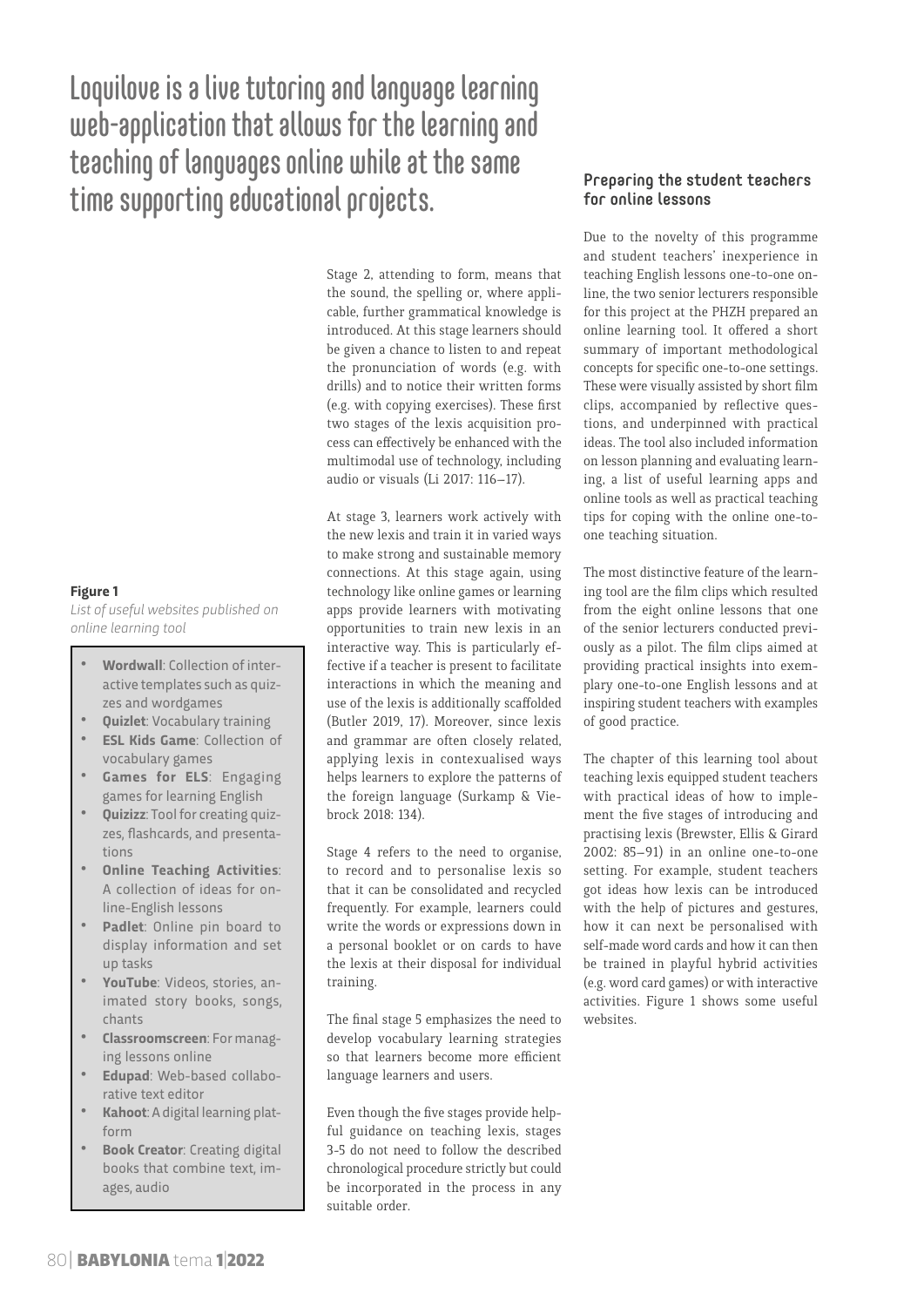# Loquilove is a live tutoring and language learning web-application that allows for the learning and teaching of languages online while at the same time supporting educational projects.

Stage 2, attending to form, means that the sound, the spelling or, where applicable, further grammatical knowledge is introduced. At this stage learners should be given a chance to listen to and repeat the pronunciation of words (e.g. with drills) and to notice their written forms (e.g. with copying exercises). These first two stages of the lexis acquisition process can effectively be enhanced with the multimodal use of technology, including audio or visuals (Li 2017: 116–17).

At stage 3, learners work actively with the new lexis and train it in varied ways to make strong and sustainable memory connections. At this stage again, using technology like online games or learning apps provide learners with motivating opportunities to train new lexis in an interactive way. This is particularly effective if a teacher is present to facilitate interactions in which the meaning and use of the lexis is additionally scaffolded (Butler 2019, 17). Moreover, since lexis and grammar are often closely related, applying lexis in contextualised ways helps learners to explore the patterns of the foreign language (Surkamp & Viebrock 2018: 134).

Stage 4 refers to the need to organise, to record and to personalise lexis so that it can be consolidated and recycled frequently. For example, learners could write the words or expressions down in a personal booklet or on cards to have the lexis at their disposal for individual training.

The final stage 5 emphasizes the need to develop vocabulary learning strategies so that learners become more efficient language learners and users.

Even though the five stages provide helpful guidance on teaching lexis, stages 3-5 do not need to follow the described chronological procedure strictly but could be incorporated in the process in any suitable order.

### Preparing the student teachers for online lessons

Due to the novelty of this programme and student teachers' inexperience in teaching English lessons one-to-one online, the two senior lecturers responsible for this project at the PHZH prepared an online learning tool. It offered a short summary of important methodological concepts for specific one-to-one settings. These were visually assisted by short film clips, accompanied by reflective questions, and underpinned with practical ideas. The tool also included information on lesson planning and evaluating learning, a list of useful learning apps and online tools as well as practical teaching tips for coping with the online one-to-one teaching situation.

The most distinctive feature of the learning tool are the film clips which resulted from the eight online lessons that one of the senior lecturers conducted previously as a pilot. The film clips aimed at providing practical insights into exemplary one-to-one English lessons and at inspiring student teachers with examples of good practice.

The chapter of this learning tool about teaching lexis equipped student teachers with practical ideas of how to implement the five stages of introducing and practising lexis (Brewster, Ellis & Girard 2002: 85–91) in an online one-to-one setting. For example, student teachers got ideas how lexis can be introduced with the help of pictures and gestures, how it can next be personalised with self-made word cards and how it can then be trained in playful hybrid activities (e.g. word card games) or with interactive activities. Figure 1 shows some useful websites.

**Figure 1**

*List of useful websites published on online learning tool*

- **Wordwall**: Collection of interactive templates such as quizzes and wordgames
- **Quizlet**: Vocabulary training
- **ESL Kids Game**: Collection of vocabulary games
- **Games for ELS**: Engaging games for learning English
- **Quizizz**: Tool for creating quizzes, flashcards, and presentations
- **Online Teaching Activities**: A collection of ideas for online-English lessons
- **Padlet**: Online pin board to display information and set up tasks
- **YouTube**: Videos, stories, animated story books, songs, chants
- **Classroomscreen**: For managing lessons online
- **Edupad**: Web-based collaborative text editor
- **Kahoot**: A digital learning platform
- **Book Creator**: Creating digital books that combine text, images, audio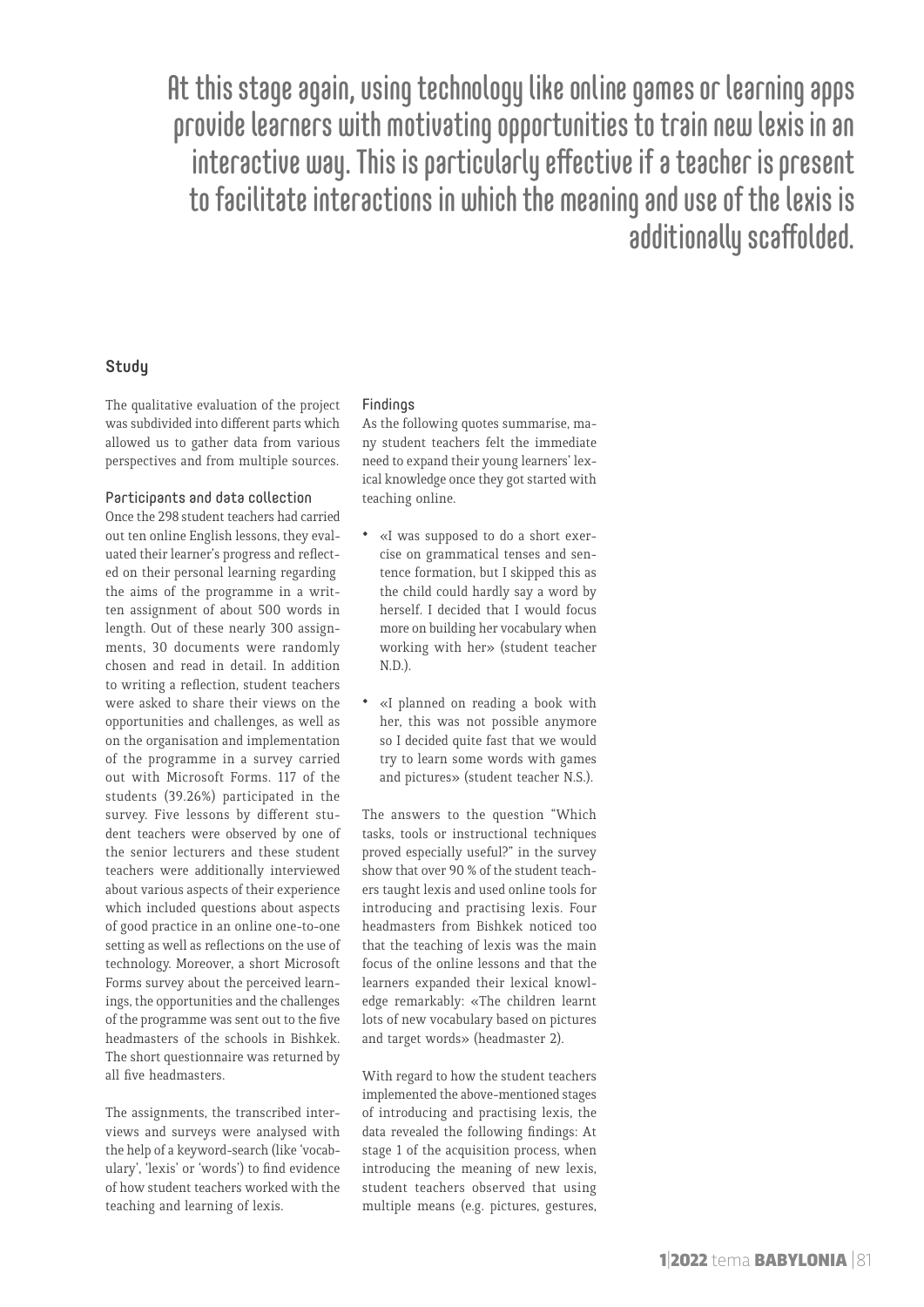At this stage again, using technology like online games or learning apps provide learners with motivating opportunities to train new lexis in an interactive way. This is particularly effective if a teacher is present to facilitate interactions in which the meaning and use of the lexis is additionally scaffolded.

## Study

The qualitative evaluation of the project was subdivided into different parts which allowed us to gather data from various perspectives and from multiple sources.

### Participants and data collection

Once the 298 student teachers had carried out ten online English lessons, they evaluated their learner's progress and reflected on their personal learning regarding the aims of the programme in a written assignment of about 500 words in length. Out of these nearly 300 assignments, 30 documents were randomly chosen and read in detail. In addition to writing a reflection, student teachers were asked to share their views on the opportunities and challenges, as well as on the organisation and implementation of the programme in a survey carried out with Microsoft Forms. 117 of the students (39.26%) participated in the survey. Five lessons by different student teachers were observed by one of the senior lecturers and these student teachers were additionally interviewed about various aspects of their experience which included questions about aspects of good practice in an online one-to-one setting as well as reflections on the use of technology. Moreover, a short Microsoft Forms survey about the perceived learnings, the opportunities and the challenges of the programme was sent out to the five headmasters of the schools in Bishkek. The short questionnaire was returned by all five headmasters.

The assignments, the transcribed interviews and surveys were analysed with the help of a keyword-search (like 'vocabulary', 'lexis' or 'words') to find evidence of how student teachers worked with the teaching and learning of lexis.

### Findings

As the following quotes summarise, many student teachers felt the immediate need to expand their young learners' lexical knowledge once they got started with teaching online.

- «I was supposed to do a short exercise on grammatical tenses and sentence formation, but I skipped this as the child could hardly say a word by herself. I decided that I would focus more on building her vocabulary when working with her» (student teacher N.D.).
- «I planned on reading a book with her, this was not possible anymore so I decided quite fast that we would try to learn some words with games and pictures» (student teacher N.S.).

The answers to the question "Which tasks, tools or instructional techniques proved especially useful?" in the survey show that over 90 % of the student teachers taught lexis and used online tools for introducing and practising lexis. Four headmasters from Bishkek noticed too that the teaching of lexis was the main focus of the online lessons and that the learners expanded their lexical knowledge remarkably: «The children learnt lots of new vocabulary based on pictures and target words» (headmaster 2).

With regard to how the student teachers implemented the above-mentioned stages of introducing and practising lexis, the data revealed the following findings: At stage 1 of the acquisition process, when introducing the meaning of new lexis, student teachers observed that using multiple means (e.g. pictures, gestures,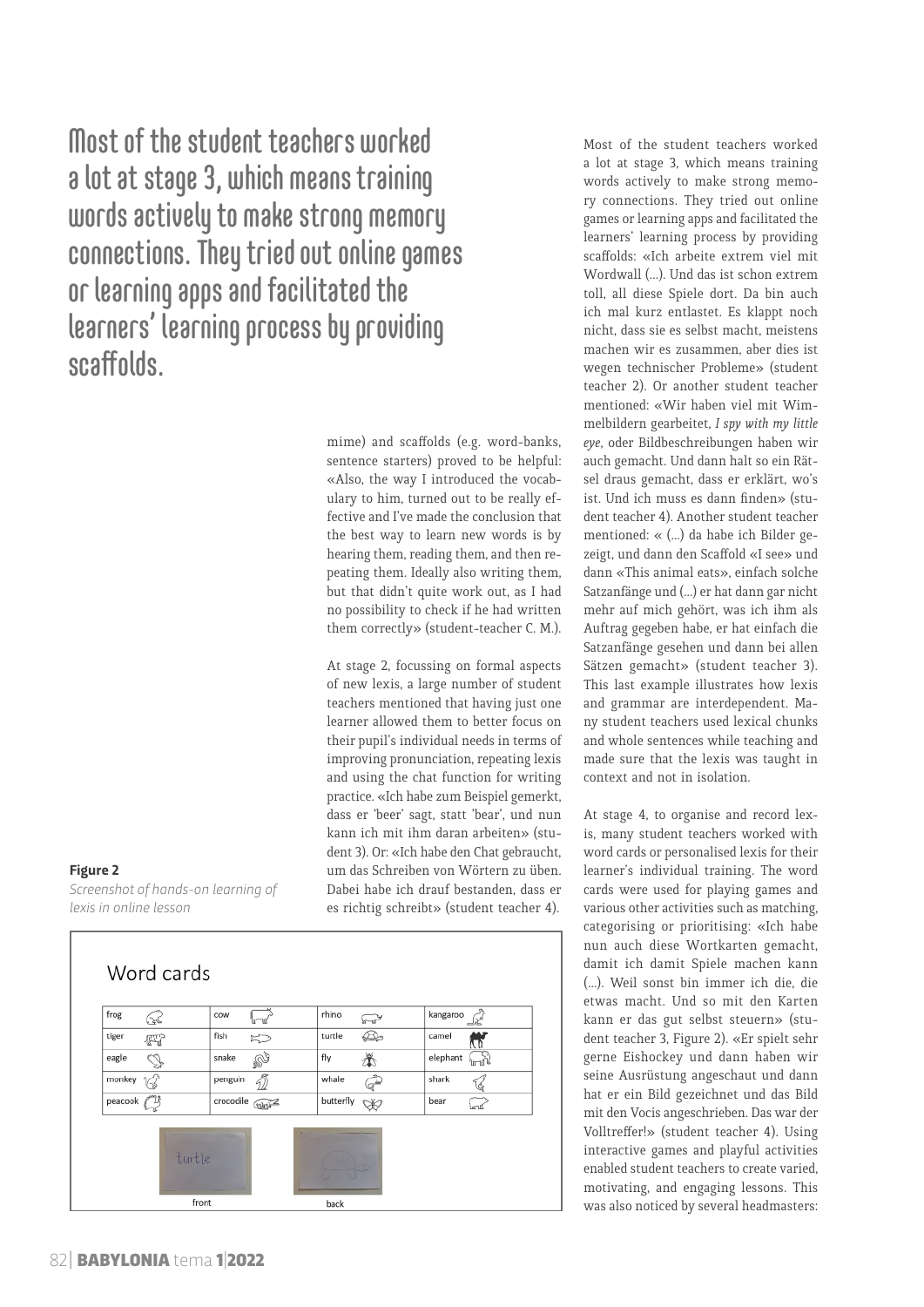> **Most of the student teachers worked a lot at stage 3, which means training words actively to make strong memory connections. They tried out online games or learning apps and facilitated the learners' learning process by providing scaffolds.**

mime) and scaffolds (e.g. word-banks, sentence starters) proved to be helpful: «Also, the way I introduced the vocabulary to him, turned out to be really effective and I've made the conclusion that the best way to learn new words is by hearing them, reading them, and then repeating them. Ideally also writing them, but that didn't quite work out, as I had no possibility to check if he had written them correctly» (student-teacher C. M.).

At stage 2, focussing on formal aspects of new lexis, a large number of student teachers mentioned that having just one learner allowed them to better focus on their pupil's individual needs in terms of improving pronunciation, repeating lexis and using the chat function for writing practice. «Ich habe zum Beispiel gemerkt, dass er 'beer' sagt, statt 'bear', und nun kann ich mit ihm daran arbeiten» (student 3). Or: «Ich habe den Chat gebraucht, um das Schreiben von Wörtern zu üben. Dabei habe ich drauf bestanden, dass er es richtig schreibt» (student teacher 4).

**Figure 2**
*Screenshot of hands-on learning of lexis in online lesson*

Word cards

| frog | cow | rhino | kangaroo |
| --- | --- | --- | --- |
| tiger | fish | turtle | camel |
| eagle | snake | fly | elephant |
| monkey | penguin | whale | shark |
| peacook | crocodile | butterfly | bear |

turtle

front — back

Most of the student teachers worked a lot at stage 3, which means training words actively to make strong memory connections. They tried out online games or learning apps and facilitated the learners' learning process by providing scaffolds: «Ich arbeite extrem viel mit Wordwall (...). Und das ist schon extrem toll, all diese Spiele dort. Da bin auch ich mal kurz entlastet. Es klappt noch nicht, dass sie es selbst macht, meistens machen wir es zusammen, aber dies ist wegen technischer Probleme» (student teacher 2). Or another student teacher mentioned: «Wir haben viel mit Wimmelbildern gearbeitet, *I spy with my little eye*, oder Bildbeschreibungen haben wir auch gemacht. Und dann halt so ein Rätsel draus gemacht, dass er erklärt, wo's ist. Und ich muss es dann finden» (student teacher 4). Another student teacher mentioned: « (...) da habe ich Bilder gezeigt, und dann den Scaffold «I see» und dann «This animal eats», einfach solche Satzanfänge und (...) er hat dann gar nicht mehr auf mich gehört, was ich ihm als Auftrag gegeben habe, er hat einfach die Satzanfänge gesehen und dann bei allen Sätzen gemacht» (student teacher 3). This last example illustrates how lexis and grammar are interdependent. Many student teachers used lexical chunks and whole sentences while teaching and made sure that the lexis was taught in context and not in isolation.

At stage 4, to organise and record lexis, many student teachers worked with word cards or personalised lexis for their learner's individual training. The word cards were used for playing games and various other activities such as matching, categorising or prioritising: «Ich habe nun auch diese Wortkarten gemacht, damit ich damit Spiele machen kann (...). Weil sonst bin immer ich die, die etwas macht. Und so mit den Karten kann er das gut selbst steuern» (student teacher 3, Figure 2). «Er spielt sehr gerne Eishockey und dann haben wir seine Ausrüstung angeschaut und dann hat er ein Bild gezeichnet und das Bild mit den Vocis angeschrieben. Das war der Volltreffer!» (student teacher 4). Using interactive games and playful activities enabled student teachers to create varied, motivating, and engaging lessons. This was also noticed by several headmasters: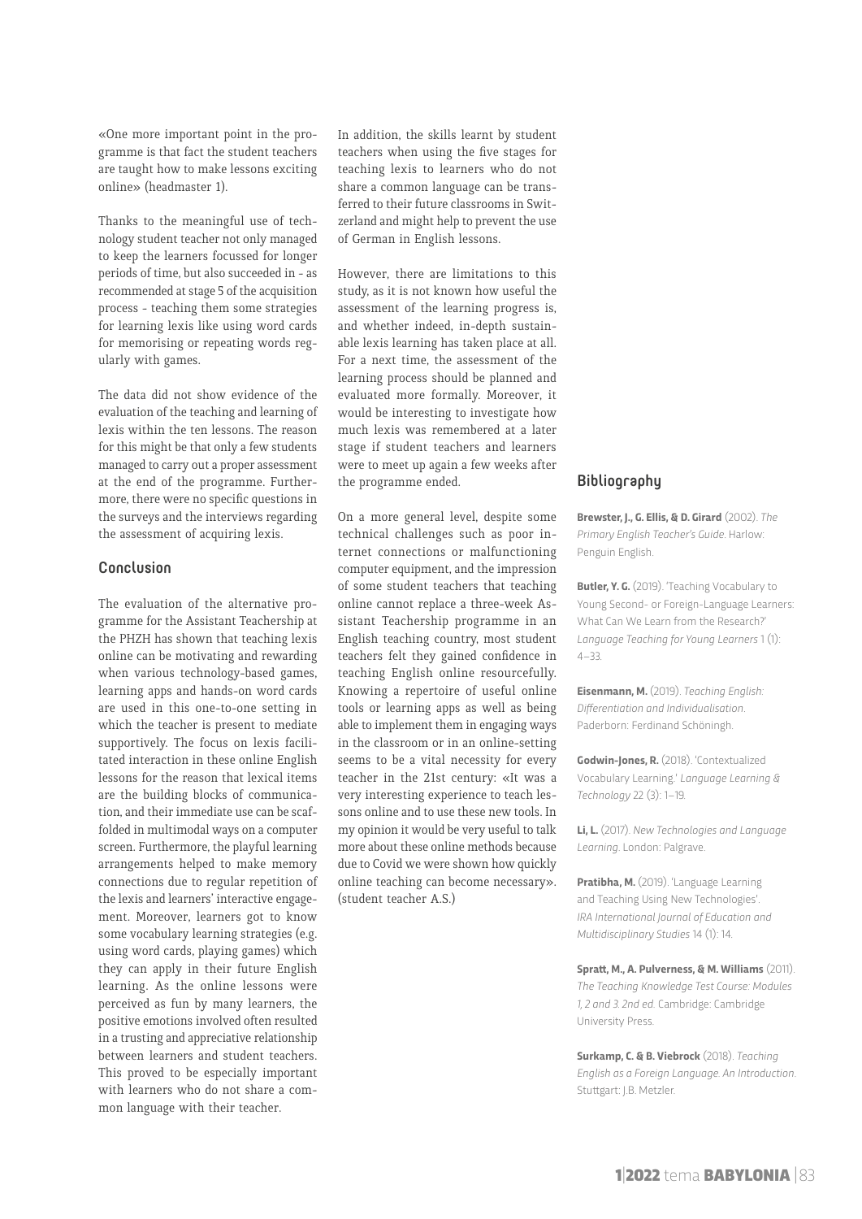«One more important point in the programme is that fact the student teachers are taught how to make lessons exciting online» (headmaster 1).

Thanks to the meaningful use of technology student teacher not only managed to keep the learners focussed for longer periods of time, but also succeeded in - as recommended at stage 5 of the acquisition process - teaching them some strategies for learning lexis like using word cards for memorising or repeating words regularly with games.

The data did not show evidence of the evaluation of the teaching and learning of lexis within the ten lessons. The reason for this might be that only a few students managed to carry out a proper assessment at the end of the programme. Furthermore, there were no specific questions in the surveys and the interviews regarding the assessment of acquiring lexis.

## Conclusion

The evaluation of the alternative programme for the Assistant Teachership at the PHZH has shown that teaching lexis online can be motivating and rewarding when various technology-based games, learning apps and hands-on word cards are used in this one-to-one setting in which the teacher is present to mediate supportively. The focus on lexis facilitated interaction in these online English lessons for the reason that lexical items are the building blocks of communication, and their immediate use can be scaffolded in multimodal ways on a computer screen. Furthermore, the playful learning arrangements helped to make memory connections due to regular repetition of the lexis and learners' interactive engagement. Moreover, learners got to know some vocabulary learning strategies (e.g. using word cards, playing games) which they can apply in their future English learning. As the online lessons were perceived as fun by many learners, the positive emotions involved often resulted in a trusting and appreciative relationship between learners and student teachers. This proved to be especially important with learners who do not share a common language with their teacher.

In addition, the skills learnt by student teachers when using the five stages for teaching lexis to learners who do not share a common language can be transferred to their future classrooms in Switzerland and might help to prevent the use of German in English lessons.

However, there are limitations to this study, as it is not known how useful the assessment of the learning progress is, and whether indeed, in-depth sustainable lexis learning has taken place at all. For a next time, the assessment of the learning process should be planned and evaluated more formally. Moreover, it would be interesting to investigate how much lexis was remembered at a later stage if student teachers and learners were to meet up again a few weeks after the programme ended.

On a more general level, despite some technical challenges such as poor internet connections or malfunctioning computer equipment, and the impression of some student teachers that teaching online cannot replace a three-week Assistant Teachership programme in an English teaching country, most student teachers felt they gained confidence in teaching English online resourcefully. Knowing a repertoire of useful online tools or learning apps as well as being able to implement them in engaging ways in the classroom or in an online-setting seems to be a vital necessity for every teacher in the 21st century: «It was a very interesting experience to teach lessons online and to use these new tools. In my opinion it would be very useful to talk more about these online methods because due to Covid we were shown how quickly online teaching can become necessary». (student teacher A.S.)

## Bibliography

**Brewster, J., G. Ellis, & D. Girard** (2002). *The Primary English Teacher's Guide*. Harlow: Penguin English.

**Butler, Y. G.** (2019). 'Teaching Vocabulary to Young Second- or Foreign-Language Learners: What Can We Learn from the Research?' *Language Teaching for Young Learners* 1 (1): 4–33.

**Eisenmann, M.** (2019). *Teaching English: Differentiation and Individualisation*. Paderborn: Ferdinand Schöningh.

**Godwin-Jones, R.** (2018). 'Contextualized Vocabulary Learning.' *Language Learning & Technology* 22 (3): 1–19.

**Li, L.** (2017). *New Technologies and Language Learning*. London: Palgrave.

**Pratibha, M.** (2019). 'Language Learning and Teaching Using New Technologies'. *IRA International Journal of Education and Multidisciplinary Studies* 14 (1): 14.

**Spratt, M., A. Pulverness, & M. Williams** (2011). *The Teaching Knowledge Test Course: Modules 1, 2 and 3. 2nd ed.* Cambridge: Cambridge University Press.

**Surkamp, C. & B. Viebrock** (2018). *Teaching English as a Foreign Language. An Introduction*. Stuttgart: J.B. Metzler.